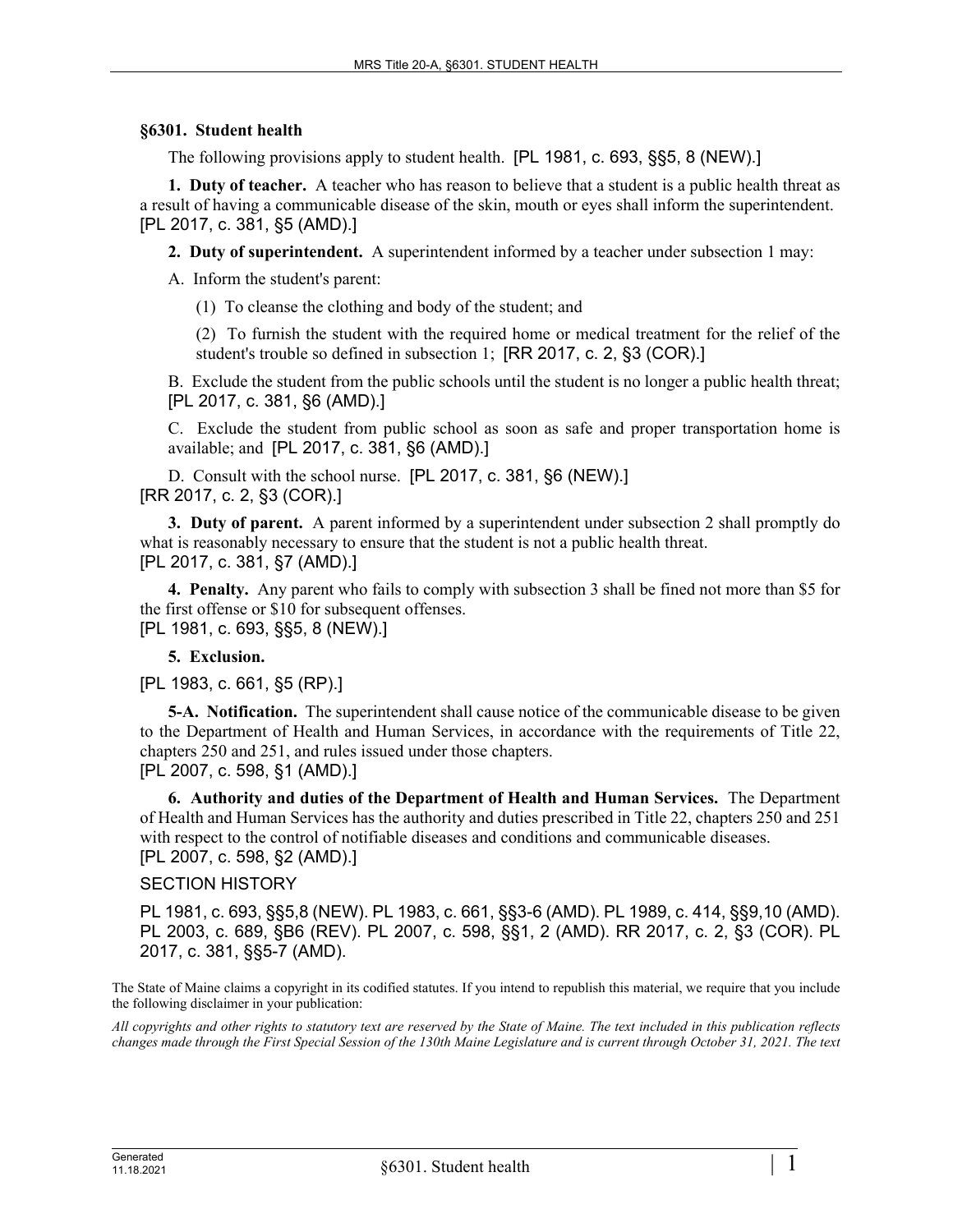### §6301. Student health

The following provisions apply to student health. [PL 1981, c. 693, §§5, 8 (NEW).]

**1. Duty of teacher.** A teacher who has reason to believe that a student is a public health threat as a result of having a communicable disease of the skin, mouth or eyes shall inform the superintendent. [PL 2017, c. 381, §5 (AMD).]

**2. Duty of superintendent.** A superintendent informed by a teacher under subsection 1 may:

A. Inform the student's parent:

(1) To cleanse the clothing and body of the student; and

(2) To furnish the student with the required home or medical treatment for the relief of the student's trouble so defined in subsection 1; [RR 2017, c. 2, §3 (COR).]

B. Exclude the student from the public schools until the student is no longer a public health threat; [PL 2017, c. 381, §6 (AMD).]

C. Exclude the student from public school as soon as safe and proper transportation home is available; and [PL 2017, c. 381, §6 (AMD).]

D. Consult with the school nurse. [PL 2017, c. 381, §6 (NEW).]

[RR 2017, c. 2, §3 (COR).]

**3. Duty of parent.** A parent informed by a superintendent under subsection 2 shall promptly do what is reasonably necessary to ensure that the student is not a public health threat.
[PL 2017, c. 381, §7 (AMD).]

**4. Penalty.** Any parent who fails to comply with subsection 3 shall be fined not more than $5 for the first offense or $10 for subsequent offenses.
[PL 1981, c. 693, §§5, 8 (NEW).]

**5. Exclusion.**

[PL 1983, c. 661, §5 (RP).]

**5-A. Notification.** The superintendent shall cause notice of the communicable disease to be given to the Department of Health and Human Services, in accordance with the requirements of Title 22, chapters 250 and 251, and rules issued under those chapters.
[PL 2007, c. 598, §1 (AMD).]

**6. Authority and duties of the Department of Health and Human Services.** The Department of Health and Human Services has the authority and duties prescribed in Title 22, chapters 250 and 251 with respect to the control of notifiable diseases and conditions and communicable diseases.
[PL 2007, c. 598, §2 (AMD).]

SECTION HISTORY

PL 1981, c. 693, §§5,8 (NEW). PL 1983, c. 661, §§3-6 (AMD). PL 1989, c. 414, §§9,10 (AMD). PL 2003, c. 689, §B6 (REV). PL 2007, c. 598, §§1, 2 (AMD). RR 2017, c. 2, §3 (COR). PL 2017, c. 381, §§5-7 (AMD).

The State of Maine claims a copyright in its codified statutes. If you intend to republish this material, we require that you include the following disclaimer in your publication:

*All copyrights and other rights to statutory text are reserved by the State of Maine. The text included in this publication reflects changes made through the First Special Session of the 130th Maine Legislature and is current through October 31, 2021. The text*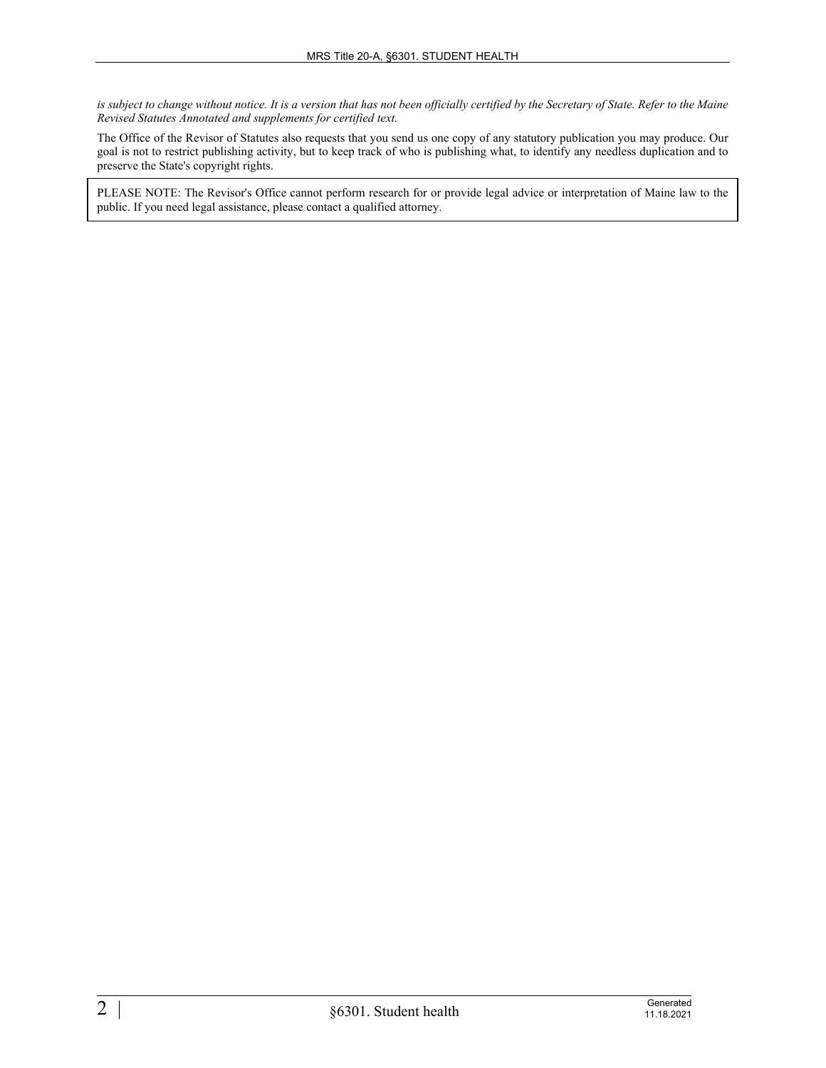*is subject to change without notice. It is a version that has not been officially certified by the Secretary of State. Refer to the Maine Revised Statutes Annotated and supplements for certified text.*

The Office of the Revisor of Statutes also requests that you send us one copy of any statutory publication you may produce. Our goal is not to restrict publishing activity, but to keep track of who is publishing what, to identify any needless duplication and to preserve the State's copyright rights.

PLEASE NOTE: The Revisor's Office cannot perform research for or provide legal advice or interpretation of Maine law to the public. If you need legal assistance, please contact a qualified attorney.